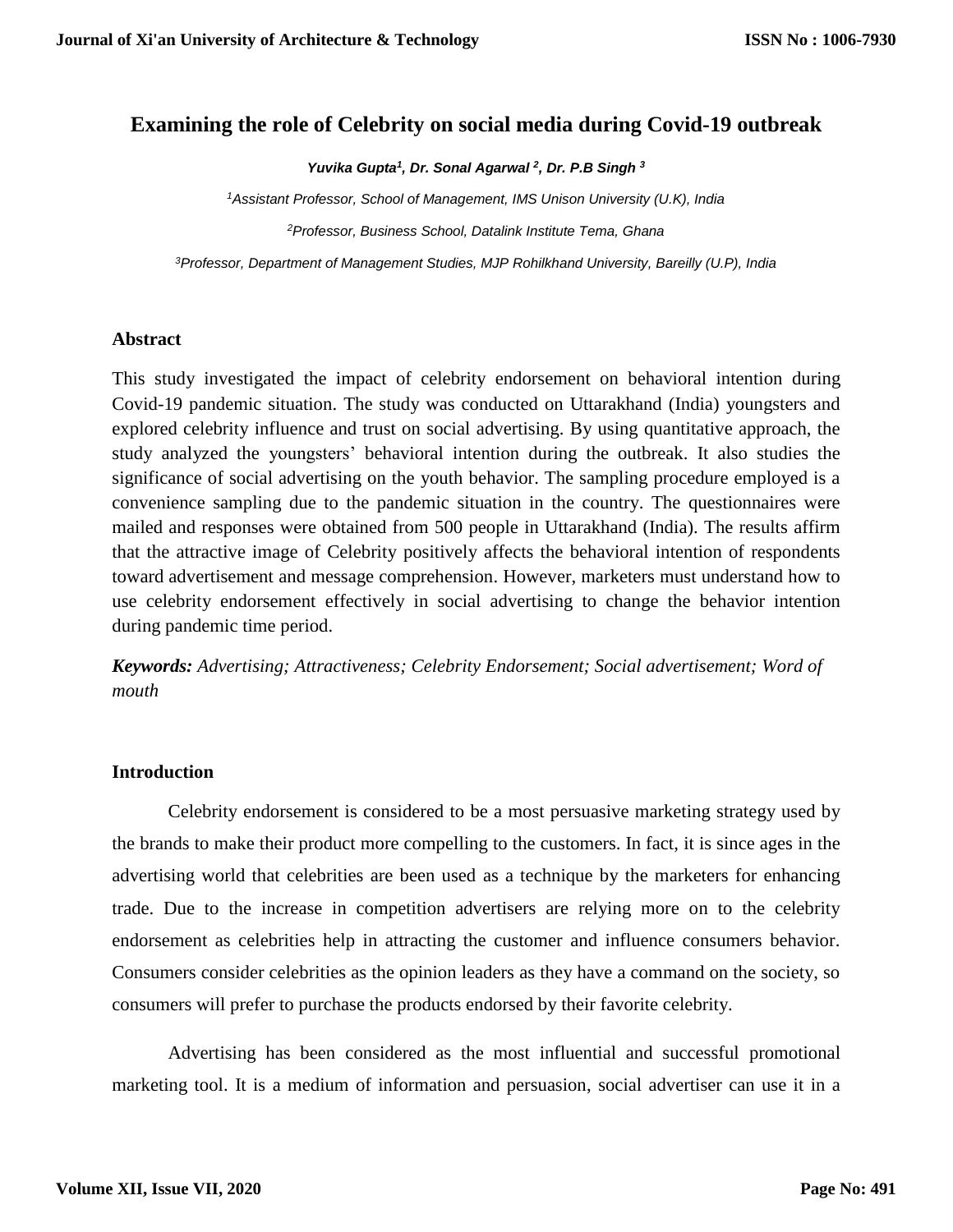# Examining the role of Celebrity on social media during Covid-19 outbreak

*Yuvika Gupta[1], Dr. Sonal Agarwal [2], Dr. P.B Singh [3]*

*[1]Assistant Professor, School of Management, IMS Unison University (U.K), India*

*[2]Professor, Business School, Datalink Institute Tema, Ghana*

*[3]Professor, Department of Management Studies, MJP Rohilkhand University, Bareilly (U.P), India*

## Abstract

This study investigated the impact of celebrity endorsement on behavioral intention during Covid-19 pandemic situation. The study was conducted on Uttarakhand (India) youngsters and explored celebrity influence and trust on social advertising. By using quantitative approach, the study analyzed the youngsters' behavioral intention during the outbreak. It also studies the significance of social advertising on the youth behavior. The sampling procedure employed is a convenience sampling due to the pandemic situation in the country. The questionnaires were mailed and responses were obtained from 500 people in Uttarakhand (India). The results affirm that the attractive image of Celebrity positively affects the behavioral intention of respondents toward advertisement and message comprehension. However, marketers must understand how to use celebrity endorsement effectively in social advertising to change the behavior intention during pandemic time period.

***Keywords:*** *Advertising; Attractiveness; Celebrity Endorsement; Social advertisement; Word of mouth*

## Introduction

Celebrity endorsement is considered to be a most persuasive marketing strategy used by the brands to make their product more compelling to the customers. In fact, it is since ages in the advertising world that celebrities are been used as a technique by the marketers for enhancing trade. Due to the increase in competition advertisers are relying more on to the celebrity endorsement as celebrities help in attracting the customer and influence consumers behavior. Consumers consider celebrities as the opinion leaders as they have a command on the society, so consumers will prefer to purchase the products endorsed by their favorite celebrity.

Advertising has been considered as the most influential and successful promotional marketing tool. It is a medium of information and persuasion, social advertiser can use it in a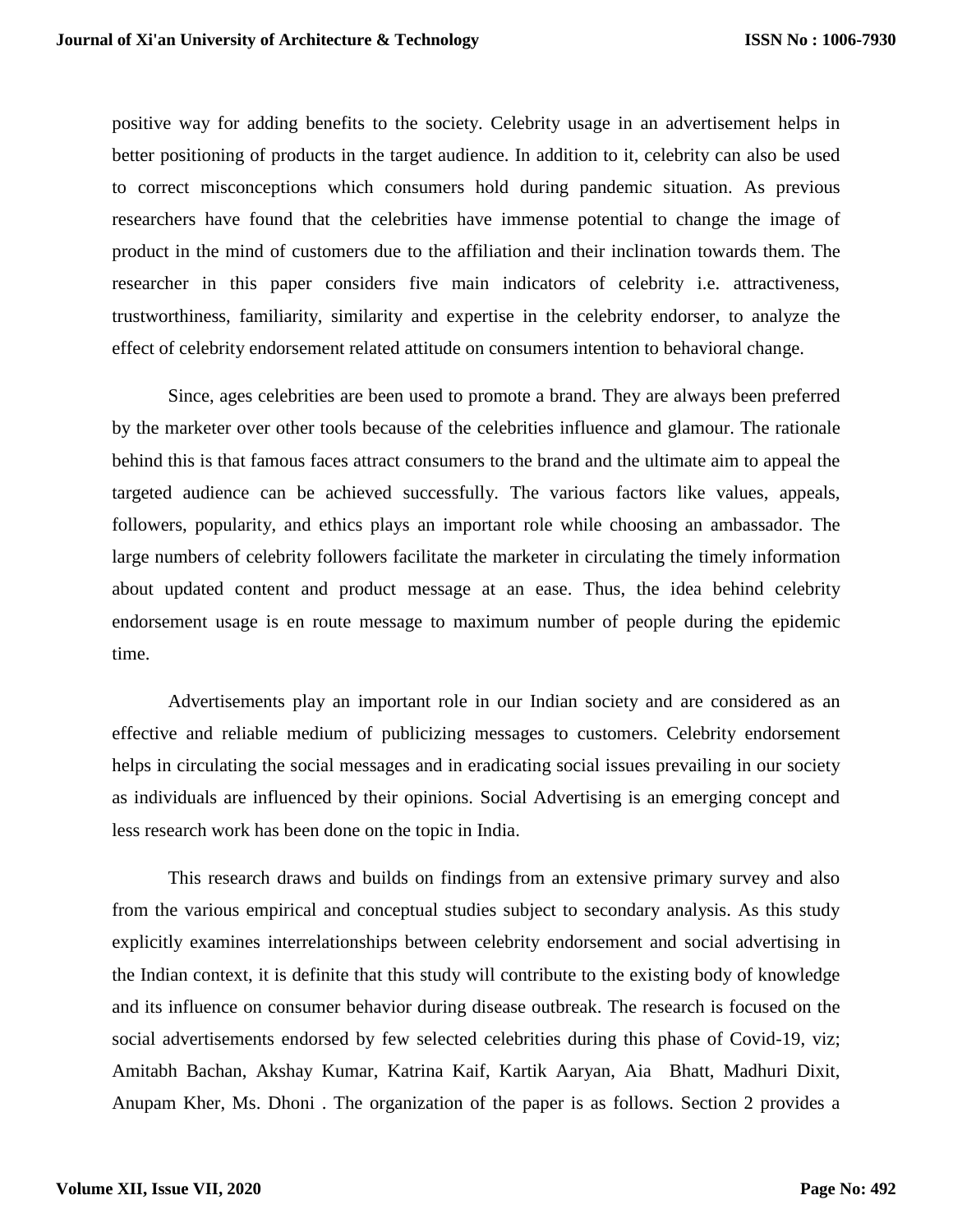positive way for adding benefits to the society. Celebrity usage in an advertisement helps in better positioning of products in the target audience. In addition to it, celebrity can also be used to correct misconceptions which consumers hold during pandemic situation. As previous researchers have found that the celebrities have immense potential to change the image of product in the mind of customers due to the affiliation and their inclination towards them. The researcher in this paper considers five main indicators of celebrity i.e. attractiveness, trustworthiness, familiarity, similarity and expertise in the celebrity endorser, to analyze the effect of celebrity endorsement related attitude on consumers intention to behavioral change.

Since, ages celebrities are been used to promote a brand. They are always been preferred by the marketer over other tools because of the celebrities influence and glamour. The rationale behind this is that famous faces attract consumers to the brand and the ultimate aim to appeal the targeted audience can be achieved successfully. The various factors like values, appeals, followers, popularity, and ethics plays an important role while choosing an ambassador. The large numbers of celebrity followers facilitate the marketer in circulating the timely information about updated content and product message at an ease. Thus, the idea behind celebrity endorsement usage is en route message to maximum number of people during the epidemic time.

Advertisements play an important role in our Indian society and are considered as an effective and reliable medium of publicizing messages to customers. Celebrity endorsement helps in circulating the social messages and in eradicating social issues prevailing in our society as individuals are influenced by their opinions. Social Advertising is an emerging concept and less research work has been done on the topic in India.

This research draws and builds on findings from an extensive primary survey and also from the various empirical and conceptual studies subject to secondary analysis. As this study explicitly examines interrelationships between celebrity endorsement and social advertising in the Indian context, it is definite that this study will contribute to the existing body of knowledge and its influence on consumer behavior during disease outbreak. The research is focused on the social advertisements endorsed by few selected celebrities during this phase of Covid-19, viz; Amitabh Bachan, Akshay Kumar, Katrina Kaif, Kartik Aaryan, Aia Bhatt, Madhuri Dixit, Anupam Kher, Ms. Dhoni . The organization of the paper is as follows. Section 2 provides a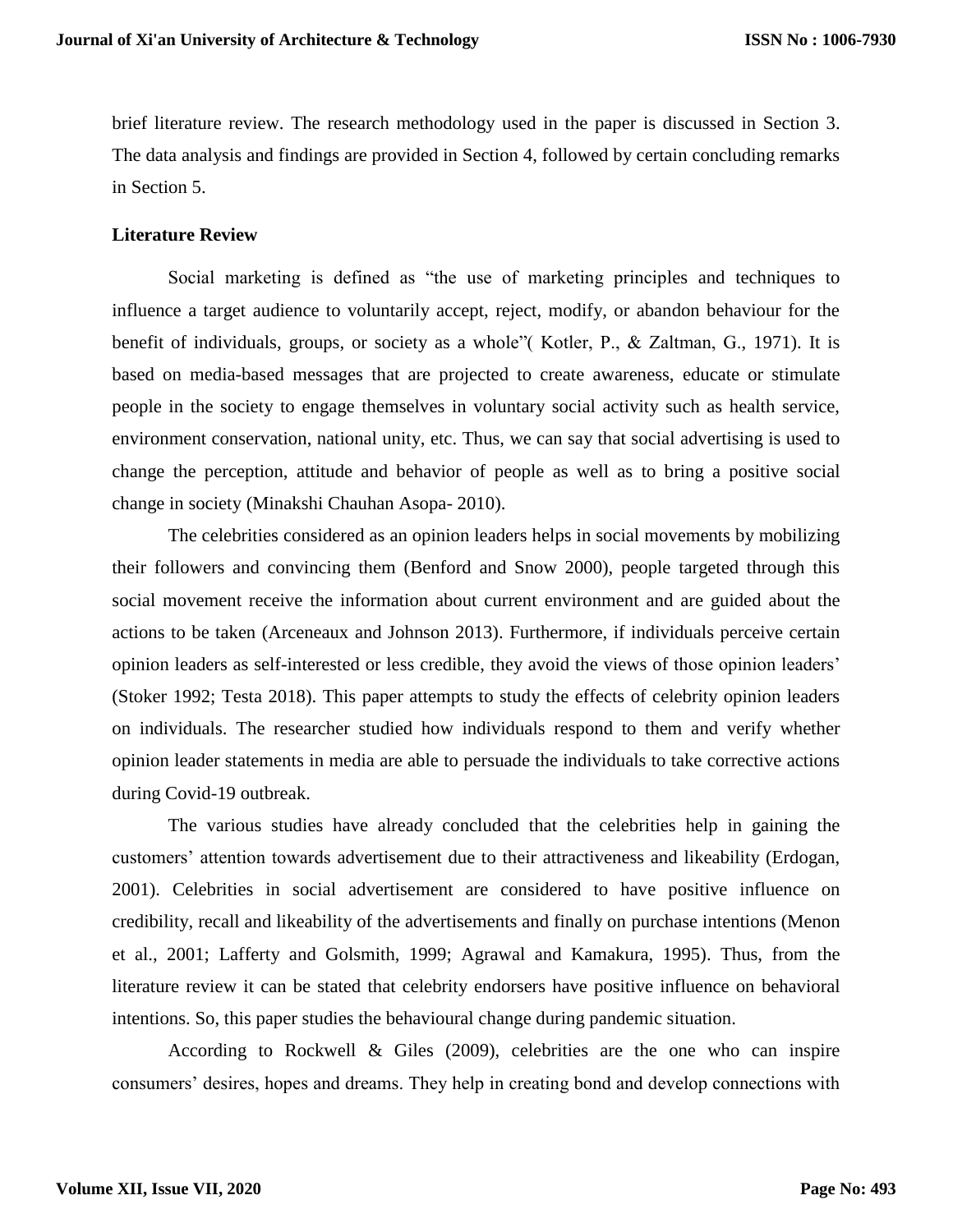brief literature review. The research methodology used in the paper is discussed in Section 3. The data analysis and findings are provided in Section 4, followed by certain concluding remarks in Section 5.

## Literature Review

Social marketing is defined as "the use of marketing principles and techniques to influence a target audience to voluntarily accept, reject, modify, or abandon behaviour for the benefit of individuals, groups, or society as a whole"( Kotler, P., & Zaltman, G., 1971). It is based on media-based messages that are projected to create awareness, educate or stimulate people in the society to engage themselves in voluntary social activity such as health service, environment conservation, national unity, etc. Thus, we can say that social advertising is used to change the perception, attitude and behavior of people as well as to bring a positive social change in society (Minakshi Chauhan Asopa- 2010).

The celebrities considered as an opinion leaders helps in social movements by mobilizing their followers and convincing them (Benford and Snow 2000), people targeted through this social movement receive the information about current environment and are guided about the actions to be taken (Arceneaux and Johnson 2013). Furthermore, if individuals perceive certain opinion leaders as self-interested or less credible, they avoid the views of those opinion leaders' (Stoker 1992; Testa 2018). This paper attempts to study the effects of celebrity opinion leaders on individuals. The researcher studied how individuals respond to them and verify whether opinion leader statements in media are able to persuade the individuals to take corrective actions during Covid-19 outbreak.

The various studies have already concluded that the celebrities help in gaining the customers' attention towards advertisement due to their attractiveness and likeability (Erdogan, 2001). Celebrities in social advertisement are considered to have positive influence on credibility, recall and likeability of the advertisements and finally on purchase intentions (Menon et al., 2001; Lafferty and Golsmith, 1999; Agrawal and Kamakura, 1995). Thus, from the literature review it can be stated that celebrity endorsers have positive influence on behavioral intentions. So, this paper studies the behavioural change during pandemic situation.

According to Rockwell & Giles (2009), celebrities are the one who can inspire consumers' desires, hopes and dreams. They help in creating bond and develop connections with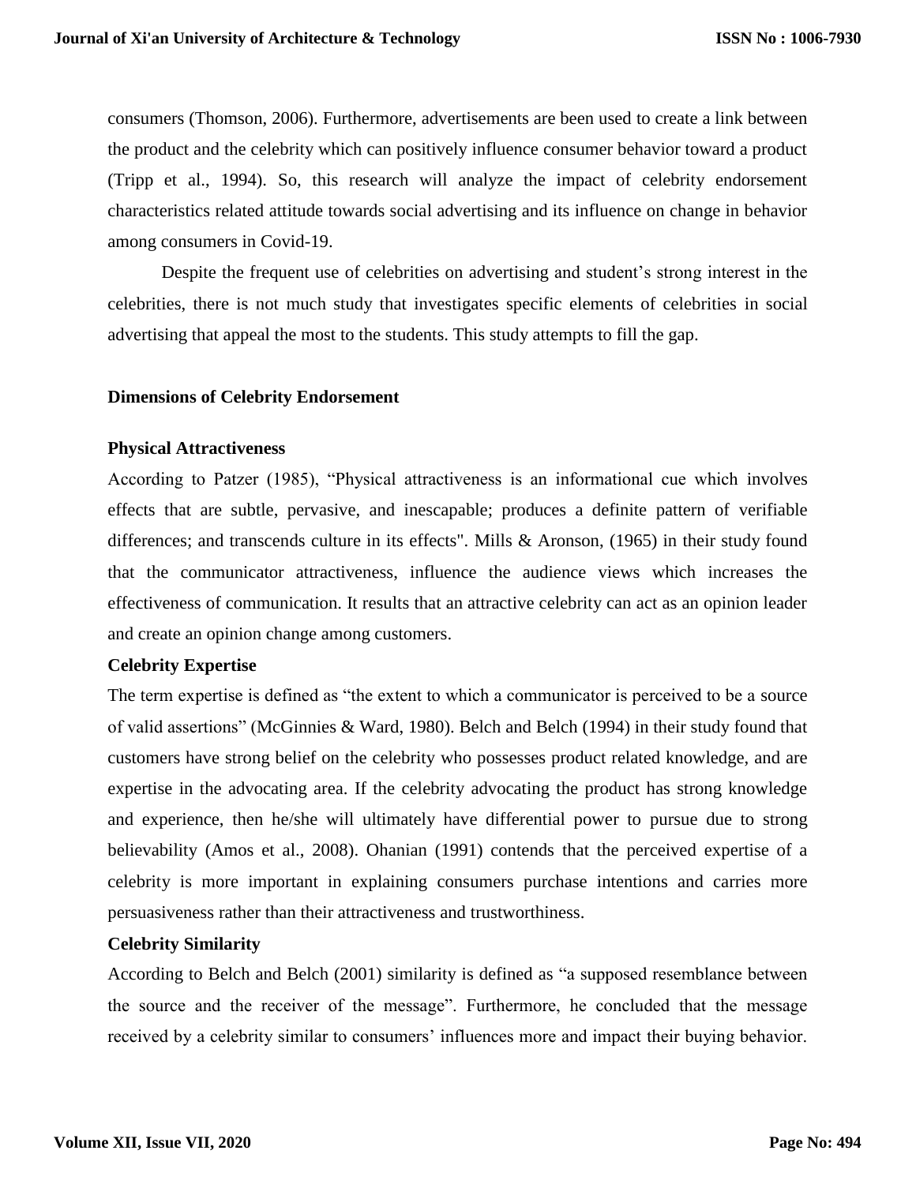consumers (Thomson, 2006). Furthermore, advertisements are been used to create a link between the product and the celebrity which can positively influence consumer behavior toward a product (Tripp et al., 1994). So, this research will analyze the impact of celebrity endorsement characteristics related attitude towards social advertising and its influence on change in behavior among consumers in Covid-19.

Despite the frequent use of celebrities on advertising and student's strong interest in the celebrities, there is not much study that investigates specific elements of celebrities in social advertising that appeal the most to the students. This study attempts to fill the gap.

## Dimensions of Celebrity Endorsement

### Physical Attractiveness

According to Patzer (1985), "Physical attractiveness is an informational cue which involves effects that are subtle, pervasive, and inescapable; produces a definite pattern of verifiable differences; and transcends culture in its effects". Mills & Aronson, (1965) in their study found that the communicator attractiveness, influence the audience views which increases the effectiveness of communication. It results that an attractive celebrity can act as an opinion leader and create an opinion change among customers.

### Celebrity Expertise

The term expertise is defined as "the extent to which a communicator is perceived to be a source of valid assertions" (McGinnies & Ward, 1980). Belch and Belch (1994) in their study found that customers have strong belief on the celebrity who possesses product related knowledge, and are expertise in the advocating area. If the celebrity advocating the product has strong knowledge and experience, then he/she will ultimately have differential power to pursue due to strong believability (Amos et al., 2008). Ohanian (1991) contends that the perceived expertise of a celebrity is more important in explaining consumers purchase intentions and carries more persuasiveness rather than their attractiveness and trustworthiness.

### Celebrity Similarity

According to Belch and Belch (2001) similarity is defined as "a supposed resemblance between the source and the receiver of the message". Furthermore, he concluded that the message received by a celebrity similar to consumers' influences more and impact their buying behavior.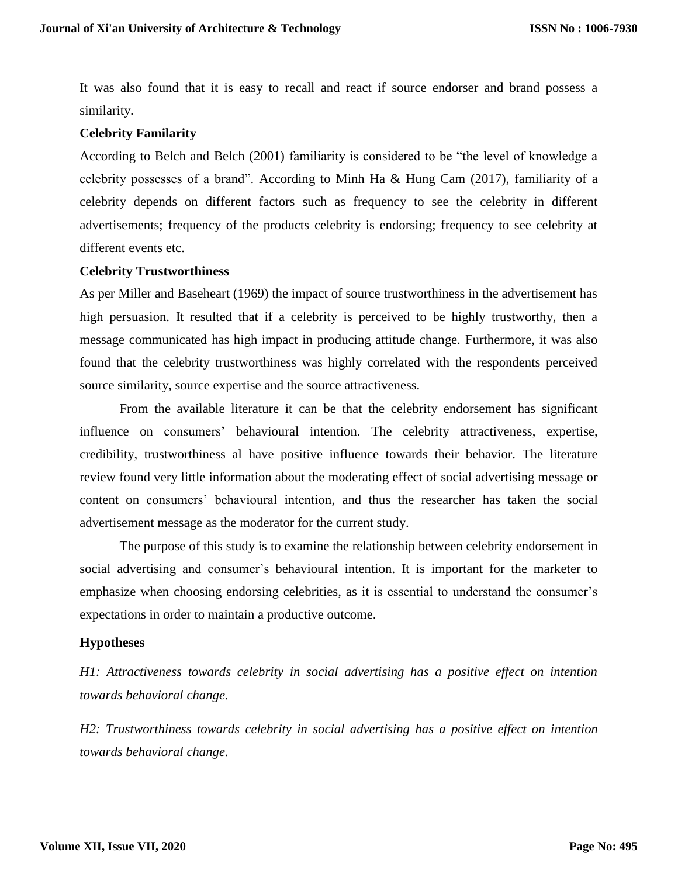It was also found that it is easy to recall and react if source endorser and brand possess a similarity.

**Celebrity Familarity**

According to Belch and Belch (2001) familiarity is considered to be "the level of knowledge a celebrity possesses of a brand". According to Minh Ha & Hung Cam (2017), familiarity of a celebrity depends on different factors such as frequency to see the celebrity in different advertisements; frequency of the products celebrity is endorsing; frequency to see celebrity at different events etc.

**Celebrity Trustworthiness**

As per Miller and Baseheart (1969) the impact of source trustworthiness in the advertisement has high persuasion. It resulted that if a celebrity is perceived to be highly trustworthy, then a message communicated has high impact in producing attitude change. Furthermore, it was also found that the celebrity trustworthiness was highly correlated with the respondents perceived source similarity, source expertise and the source attractiveness.

From the available literature it can be that the celebrity endorsement has significant influence on consumers' behavioural intention. The celebrity attractiveness, expertise, credibility, trustworthiness al have positive influence towards their behavior. The literature review found very little information about the moderating effect of social advertising message or content on consumers' behavioural intention, and thus the researcher has taken the social advertisement message as the moderator for the current study.

The purpose of this study is to examine the relationship between celebrity endorsement in social advertising and consumer's behavioural intention. It is important for the marketer to emphasize when choosing endorsing celebrities, as it is essential to understand the consumer's expectations in order to maintain a productive outcome.

**Hypotheses**

*H1: Attractiveness towards celebrity in social advertising has a positive effect on intention towards behavioral change.*

*H2: Trustworthiness towards celebrity in social advertising has a positive effect on intention towards behavioral change.*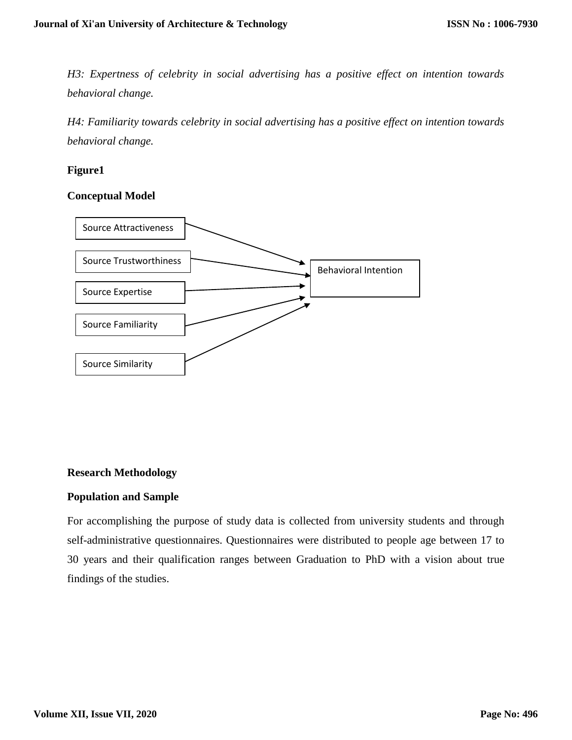*H3: Expertness of celebrity in social advertising has a positive effect on intention towards behavioral change.*

*H4: Familiarity towards celebrity in social advertising has a positive effect on intention towards behavioral change.*

**Figure1**

**Conceptual Model**

Source Attractiveness

Source Trustworthiness

Source Expertise

Source Familiarity

Source Similarity

Behavioral Intention

## Research Methodology

### Population and Sample

For accomplishing the purpose of study data is collected from university students and through self-administrative questionnaires. Questionnaires were distributed to people age between 17 to 30 years and their qualification ranges between Graduation to PhD with a vision about true findings of the studies.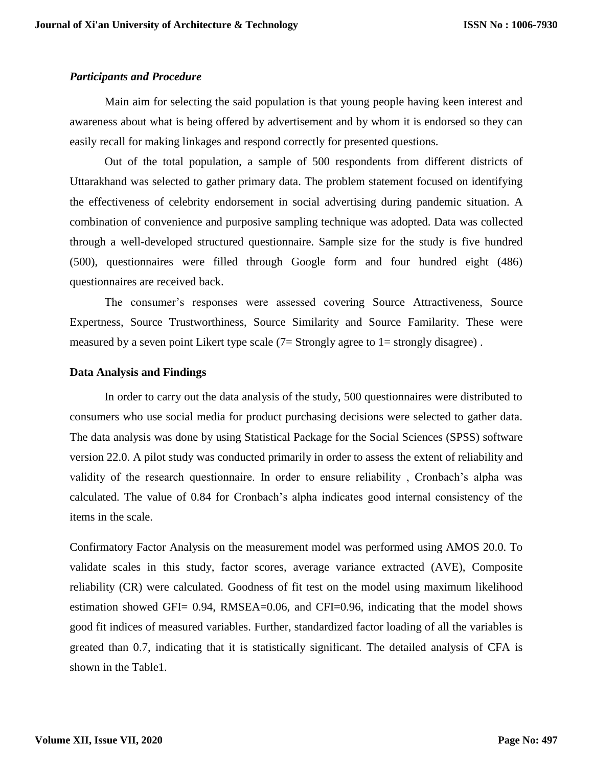### *Participants and Procedure*

Main aim for selecting the said population is that young people having keen interest and awareness about what is being offered by advertisement and by whom it is endorsed so they can easily recall for making linkages and respond correctly for presented questions.

Out of the total population, a sample of 500 respondents from different districts of Uttarakhand was selected to gather primary data. The problem statement focused on identifying the effectiveness of celebrity endorsement in social advertising during pandemic situation. A combination of convenience and purposive sampling technique was adopted. Data was collected through a well-developed structured questionnaire. Sample size for the study is five hundred (500), questionnaires were filled through Google form and four hundred eight (486) questionnaires are received back.

The consumer's responses were assessed covering Source Attractiveness, Source Expertness, Source Trustworthiness, Source Similarity and Source Familarity. These were measured by a seven point Likert type scale (7= Strongly agree to 1= strongly disagree) .

### Data Analysis and Findings

In order to carry out the data analysis of the study, 500 questionnaires were distributed to consumers who use social media for product purchasing decisions were selected to gather data. The data analysis was done by using Statistical Package for the Social Sciences (SPSS) software version 22.0. A pilot study was conducted primarily in order to assess the extent of reliability and validity of the research questionnaire. In order to ensure reliability , Cronbach's alpha was calculated. The value of 0.84 for Cronbach's alpha indicates good internal consistency of the items in the scale.

Confirmatory Factor Analysis on the measurement model was performed using AMOS 20.0. To validate scales in this study, factor scores, average variance extracted (AVE), Composite reliability (CR) were calculated. Goodness of fit test on the model using maximum likelihood estimation showed GFI= 0.94, RMSEA=0.06, and CFI=0.96, indicating that the model shows good fit indices of measured variables. Further, standardized factor loading of all the variables is greated than 0.7, indicating that it is statistically significant. The detailed analysis of CFA is shown in the Table1.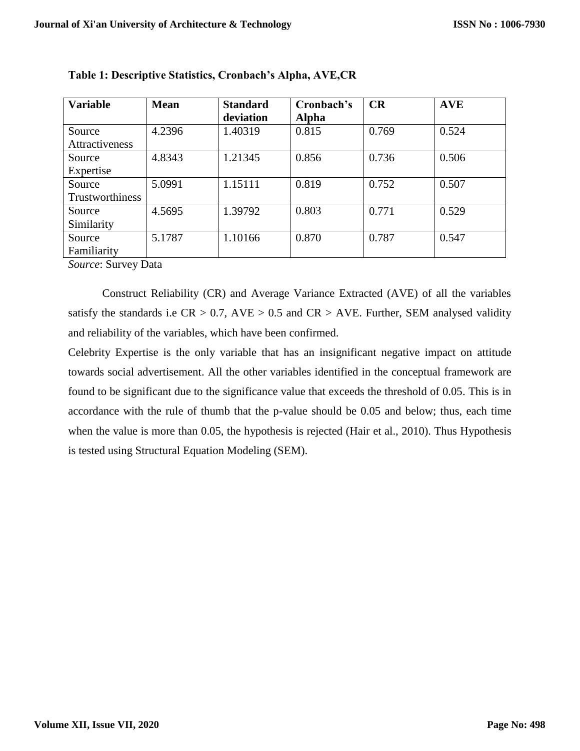**Table 1: Descriptive Statistics, Cronbach's Alpha, AVE,CR**

| Variable | Mean | Standard deviation | Cronbach's Alpha | CR | AVE |
|---|---|---|---|---|---|
| Source Attractiveness | 4.2396 | 1.40319 | 0.815 | 0.769 | 0.524 |
| Source Expertise | 4.8343 | 1.21345 | 0.856 | 0.736 | 0.506 |
| Source Trustworthiness | 5.0991 | 1.15111 | 0.819 | 0.752 | 0.507 |
| Source Similarity | 4.5695 | 1.39792 | 0.803 | 0.771 | 0.529 |
| Source Familiarity | 5.1787 | 1.10166 | 0.870 | 0.787 | 0.547 |

*Source*: Survey Data

Construct Reliability (CR) and Average Variance Extracted (AVE) of all the variables satisfy the standards i.e CR > 0.7, AVE > 0.5 and CR > AVE. Further, SEM analysed validity and reliability of the variables, which have been confirmed.

Celebrity Expertise is the only variable that has an insignificant negative impact on attitude towards social advertisement. All the other variables identified in the conceptual framework are found to be significant due to the significance value that exceeds the threshold of 0.05. This is in accordance with the rule of thumb that the p-value should be 0.05 and below; thus, each time when the value is more than 0.05, the hypothesis is rejected (Hair et al., 2010). Thus Hypothesis is tested using Structural Equation Modeling (SEM).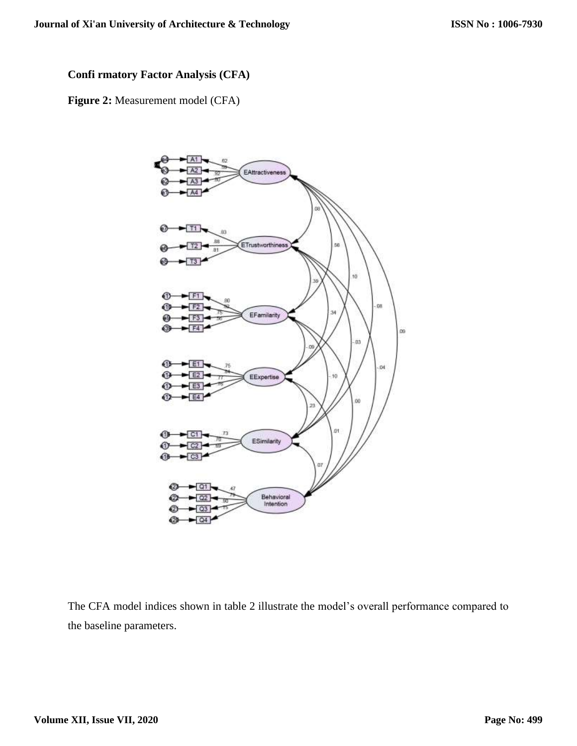**Confi rmatory Factor Analysis (CFA)**

**Figure 2:** Measurement model (CFA)

The CFA model indices shown in table 2 illustrate the model's overall performance compared to the baseline parameters.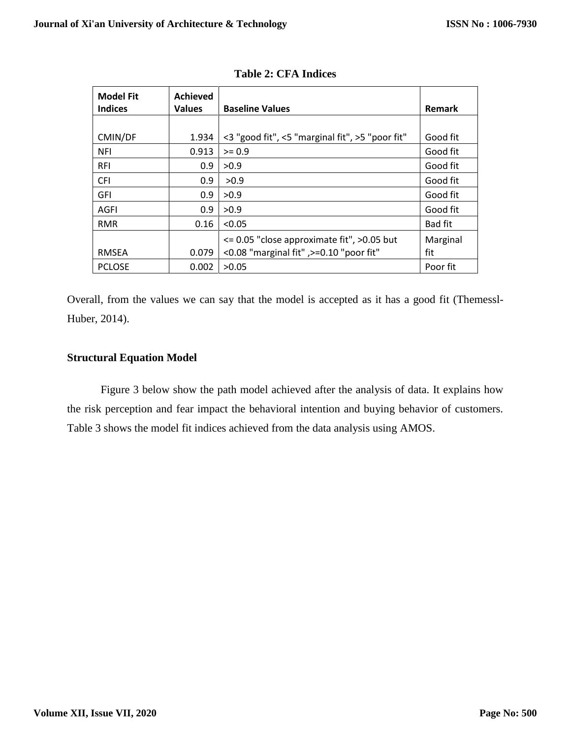**Table 2: CFA Indices**

| Model Fit Indices | Achieved Values | Baseline Values | Remark |
|---|---|---|---|
| CMIN/DF | 1.934 | <3 "good fit", <5 "marginal fit", >5 "poor fit" | Good fit |
| NFI | 0.913 | >= 0.9 | Good fit |
| RFI | 0.9 | >0.9 | Good fit |
| CFI | 0.9 | >0.9 | Good fit |
| GFI | 0.9 | >0.9 | Good fit |
| AGFI | 0.9 | >0.9 | Good fit |
| RMR | 0.16 | <0.05 | Bad fit |
| RMSEA | 0.079 | <= 0.05 "close approximate fit", >0.05 but <0.08 "marginal fit" ,>=0.10 "poor fit" | Marginal fit |
| PCLOSE | 0.002 | >0.05 | Poor fit |

Overall, from the values we can say that the model is accepted as it has a good fit (Themessl-Huber, 2014).

### Structural Equation Model

Figure 3 below show the path model achieved after the analysis of data. It explains how the risk perception and fear impact the behavioral intention and buying behavior of customers. Table 3 shows the model fit indices achieved from the data analysis using AMOS.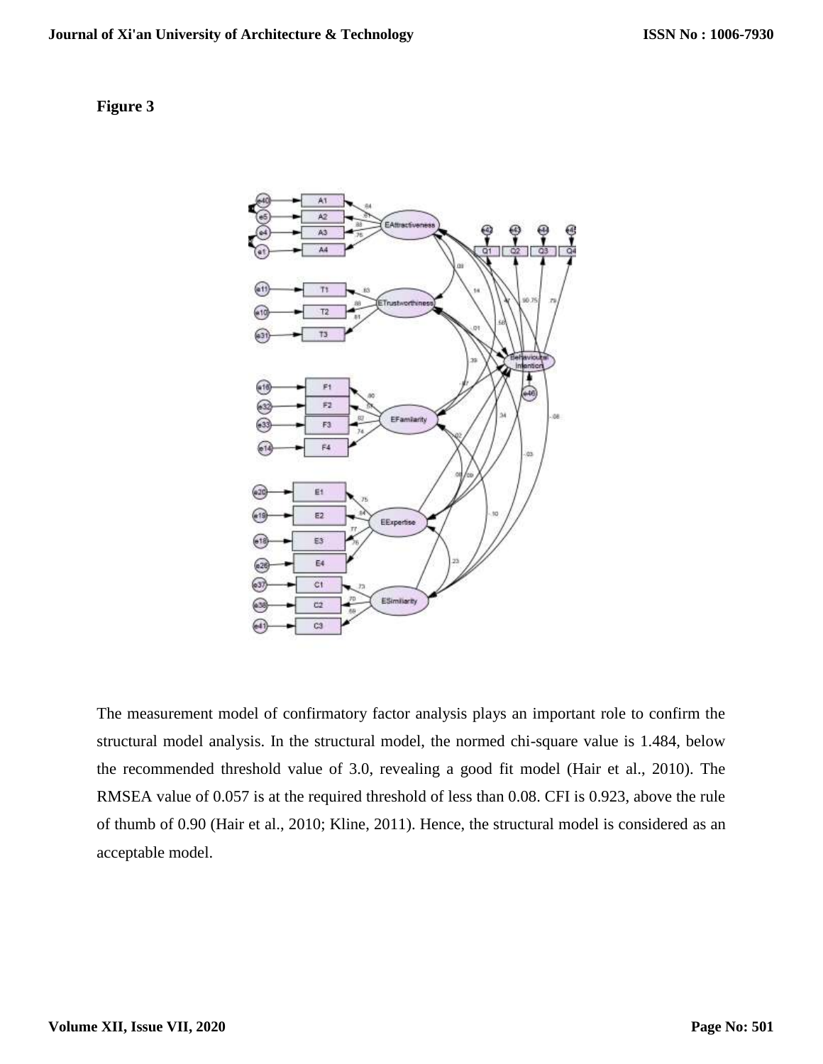**Figure 3**

The measurement model of confirmatory factor analysis plays an important role to confirm the structural model analysis. In the structural model, the normed chi-square value is 1.484, below the recommended threshold value of 3.0, revealing a good fit model (Hair et al., 2010). The RMSEA value of 0.057 is at the required threshold of less than 0.08. CFI is 0.923, above the rule of thumb of 0.90 (Hair et al., 2010; Kline, 2011). Hence, the structural model is considered as an acceptable model.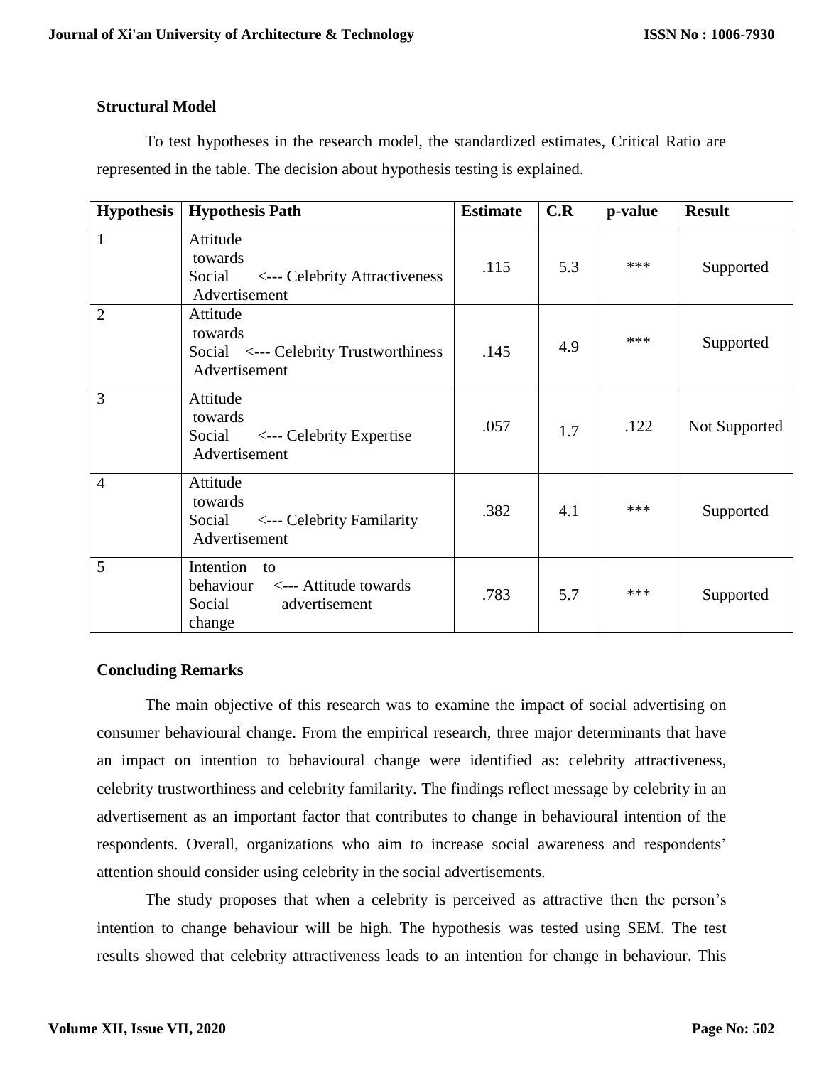**Structural Model**

To test hypotheses in the research model, the standardized estimates, Critical Ratio are represented in the table. The decision about hypothesis testing is explained.

| Hypothesis | Hypothesis Path | Estimate | C.R | p-value | Result |
|---|---|---|---|---|---|
| 1 | Attitude towards Social Advertisement <--- Celebrity Attractiveness | .115 | 5.3 | *** | Supported |
| 2 | Attitude towards Social Advertisement <--- Celebrity Trustworthiness | .145 | 4.9 | *** | Supported |
| 3 | Attitude towards Social Advertisement <--- Celebrity Expertise | .057 | 1.7 | .122 | Not Supported |
| 4 | Attitude towards Social Advertisement <--- Celebrity Familarity | .382 | 4.1 | *** | Supported |
| 5 | Intention to behaviour change <--- Attitude towards Social advertisement | .783 | 5.7 | *** | Supported |

**Concluding Remarks**

The main objective of this research was to examine the impact of social advertising on consumer behavioural change. From the empirical research, three major determinants that have an impact on intention to behavioural change were identified as: celebrity attractiveness, celebrity trustworthiness and celebrity familarity. The findings reflect message by celebrity in an advertisement as an important factor that contributes to change in behavioural intention of the respondents. Overall, organizations who aim to increase social awareness and respondents' attention should consider using celebrity in the social advertisements.

The study proposes that when a celebrity is perceived as attractive then the person's intention to change behaviour will be high. The hypothesis was tested using SEM. The test results showed that celebrity attractiveness leads to an intention for change in behaviour. This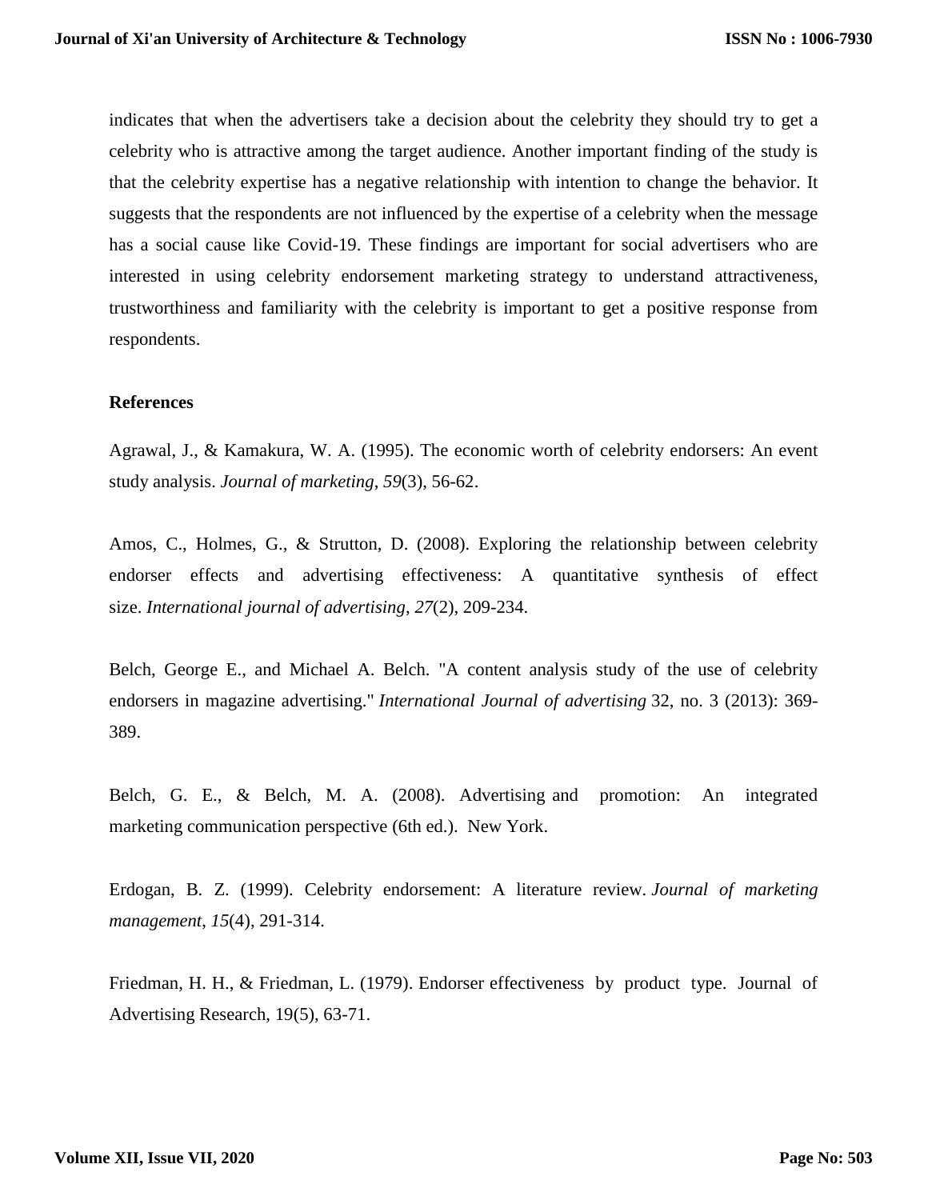indicates that when the advertisers take a decision about the celebrity they should try to get a celebrity who is attractive among the target audience. Another important finding of the study is that the celebrity expertise has a negative relationship with intention to change the behavior. It suggests that the respondents are not influenced by the expertise of a celebrity when the message has a social cause like Covid-19. These findings are important for social advertisers who are interested in using celebrity endorsement marketing strategy to understand attractiveness, trustworthiness and familiarity with the celebrity is important to get a positive response from respondents.

**References**

Agrawal, J., & Kamakura, W. A. (1995). The economic worth of celebrity endorsers: An event study analysis. *Journal of marketing*, *59*(3), 56-62.

Amos, C., Holmes, G., & Strutton, D. (2008). Exploring the relationship between celebrity endorser effects and advertising effectiveness: A quantitative synthesis of effect size. *International journal of advertising*, *27*(2), 209-234.

Belch, George E., and Michael A. Belch. "A content analysis study of the use of celebrity endorsers in magazine advertising." *International Journal of advertising* 32, no. 3 (2013): 369-389.

Belch, G. E., & Belch, M. A. (2008). Advertising and promotion: An integrated marketing communication perspective (6th ed.). New York.

Erdogan, B. Z. (1999). Celebrity endorsement: A literature review. *Journal of marketing management*, *15*(4), 291-314.

Friedman, H. H., & Friedman, L. (1979). Endorser effectiveness by product type. Journal of Advertising Research, 19(5), 63-71.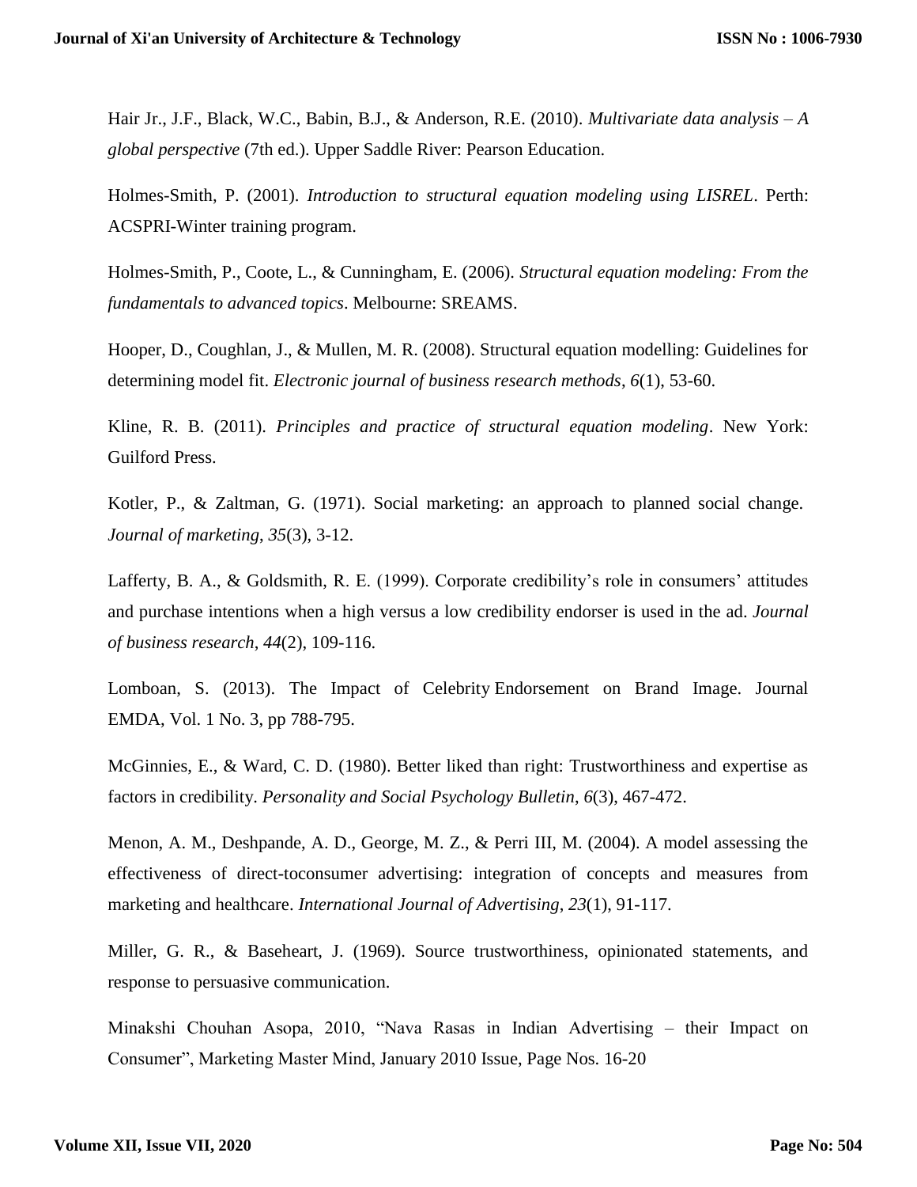Hair Jr., J.F., Black, W.C., Babin, B.J., & Anderson, R.E. (2010). *Multivariate data analysis – A global perspective* (7th ed.). Upper Saddle River: Pearson Education.

Holmes-Smith, P. (2001). *Introduction to structural equation modeling using LISREL*. Perth: ACSPRI-Winter training program.

Holmes-Smith, P., Coote, L., & Cunningham, E. (2006). *Structural equation modeling: From the fundamentals to advanced topics*. Melbourne: SREAMS.

Hooper, D., Coughlan, J., & Mullen, M. R. (2008). Structural equation modelling: Guidelines for determining model fit. *Electronic journal of business research methods*, *6*(1), 53-60.

Kline, R. B. (2011). *Principles and practice of structural equation modeling*. New York: Guilford Press.

Kotler, P., & Zaltman, G. (1971). Social marketing: an approach to planned social change. *Journal of marketing*, *35*(3), 3-12.

Lafferty, B. A., & Goldsmith, R. E. (1999). Corporate credibility's role in consumers' attitudes and purchase intentions when a high versus a low credibility endorser is used in the ad. *Journal of business research*, *44*(2), 109-116.

Lomboan, S. (2013). The Impact of Celebrity Endorsement on Brand Image. Journal EMDA, Vol. 1 No. 3, pp 788-795.

McGinnies, E., & Ward, C. D. (1980). Better liked than right: Trustworthiness and expertise as factors in credibility. *Personality and Social Psychology Bulletin*, *6*(3), 467-472.

Menon, A. M., Deshpande, A. D., George, M. Z., & Perri III, M. (2004). A model assessing the effectiveness of direct-toconsumer advertising: integration of concepts and measures from marketing and healthcare. *International Journal of Advertising*, *23*(1), 91-117.

Miller, G. R., & Baseheart, J. (1969). Source trustworthiness, opinionated statements, and response to persuasive communication.

Minakshi Chouhan Asopa, 2010, "Nava Rasas in Indian Advertising – their Impact on Consumer", Marketing Master Mind, January 2010 Issue, Page Nos. 16-20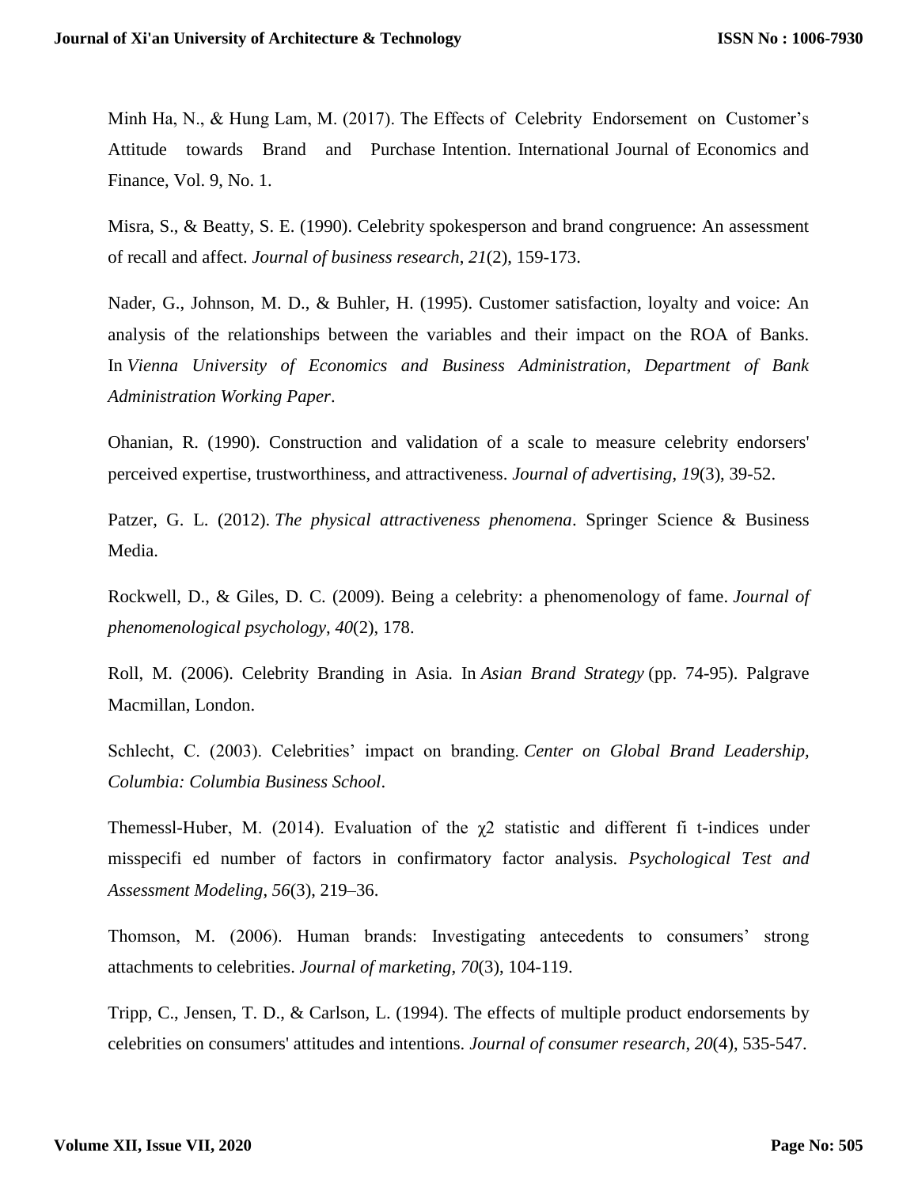Minh Ha, N., & Hung Lam, M. (2017). The Effects of Celebrity Endorsement on Customer's Attitude towards Brand and Purchase Intention. International Journal of Economics and Finance, Vol. 9, No. 1.

Misra, S., & Beatty, S. E. (1990). Celebrity spokesperson and brand congruence: An assessment of recall and affect. *Journal of business research*, *21*(2), 159-173.

Nader, G., Johnson, M. D., & Buhler, H. (1995). Customer satisfaction, loyalty and voice: An analysis of the relationships between the variables and their impact on the ROA of Banks. In *Vienna University of Economics and Business Administration, Department of Bank Administration Working Paper*.

Ohanian, R. (1990). Construction and validation of a scale to measure celebrity endorsers' perceived expertise, trustworthiness, and attractiveness. *Journal of advertising*, *19*(3), 39-52.

Patzer, G. L. (2012). *The physical attractiveness phenomena*. Springer Science & Business Media.

Rockwell, D., & Giles, D. C. (2009). Being a celebrity: a phenomenology of fame. *Journal of phenomenological psychology*, *40*(2), 178.

Roll, M. (2006). Celebrity Branding in Asia. In *Asian Brand Strategy* (pp. 74-95). Palgrave Macmillan, London.

Schlecht, C. (2003). Celebrities' impact on branding. *Center on Global Brand Leadership, Columbia: Columbia Business School*.

Themessl-Huber, M. (2014). Evaluation of the $\chi 2$ statistic and different fi t-indices under misspecifi ed number of factors in confirmatory factor analysis. *Psychological Test and Assessment Modeling*, *56*(3), 219–36.

Thomson, M. (2006). Human brands: Investigating antecedents to consumers' strong attachments to celebrities. *Journal of marketing*, *70*(3), 104-119.

Tripp, C., Jensen, T. D., & Carlson, L. (1994). The effects of multiple product endorsements by celebrities on consumers' attitudes and intentions. *Journal of consumer research*, *20*(4), 535-547.